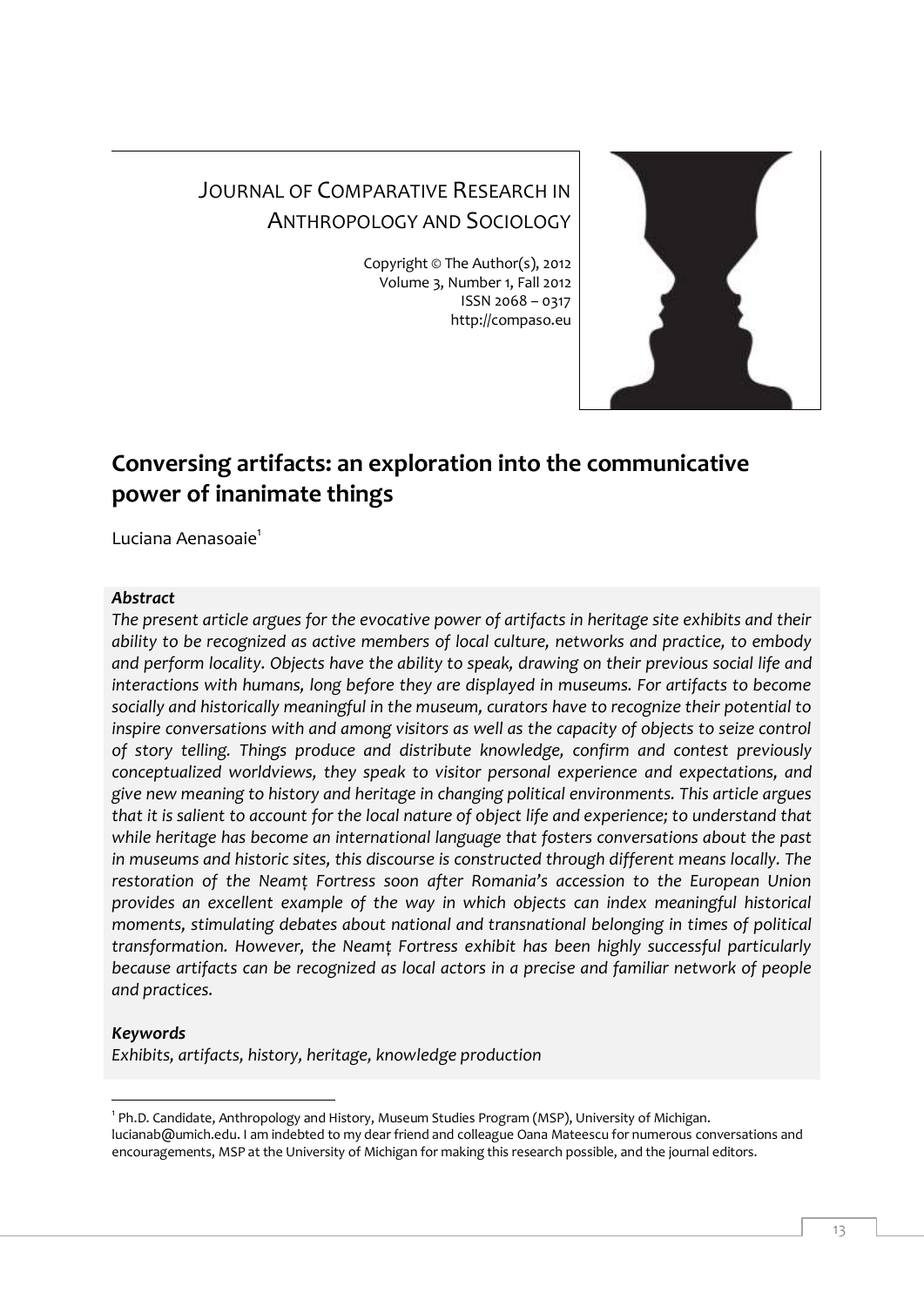JOURNAL OF COMPARATIVE RESEARCH IN ANTHROPOLOGY AND SOCIOLOGY

Copyright © The Author(s), 2012
Volume 3, Number 1, Fall 2012
ISSN 2068 – 0317
http://compaso.eu

# Conversing artifacts: an exploration into the communicative power of inanimate things

Luciana Aenasoaie[1]

***Abstract***

*The present article argues for the evocative power of artifacts in heritage site exhibits and their ability to be recognized as active members of local culture, networks and practice, to embody and perform locality. Objects have the ability to speak, drawing on their previous social life and interactions with humans, long before they are displayed in museums. For artifacts to become socially and historically meaningful in the museum, curators have to recognize their potential to inspire conversations with and among visitors as well as the capacity of objects to seize control of story telling. Things produce and distribute knowledge, confirm and contest previously conceptualized worldviews, they speak to visitor personal experience and expectations, and give new meaning to history and heritage in changing political environments. This article argues that it is salient to account for the local nature of object life and experience; to understand that while heritage has become an international language that fosters conversations about the past in museums and historic sites, this discourse is constructed through different means locally. The restoration of the Neamț Fortress soon after Romania's accession to the European Union provides an excellent example of the way in which objects can index meaningful historical moments, stimulating debates about national and transnational belonging in times of political transformation. However, the Neamț Fortress exhibit has been highly successful particularly because artifacts can be recognized as local actors in a precise and familiar network of people and practices.*

***Keywords***

*Exhibits, artifacts, history, heritage, knowledge production*

---

[1] Ph.D. Candidate, Anthropology and History, Museum Studies Program (MSP), University of Michigan. lucianab@umich.edu. I am indebted to my dear friend and colleague Oana Mateescu for numerous conversations and encouragements, MSP at the University of Michigan for making this research possible, and the journal editors.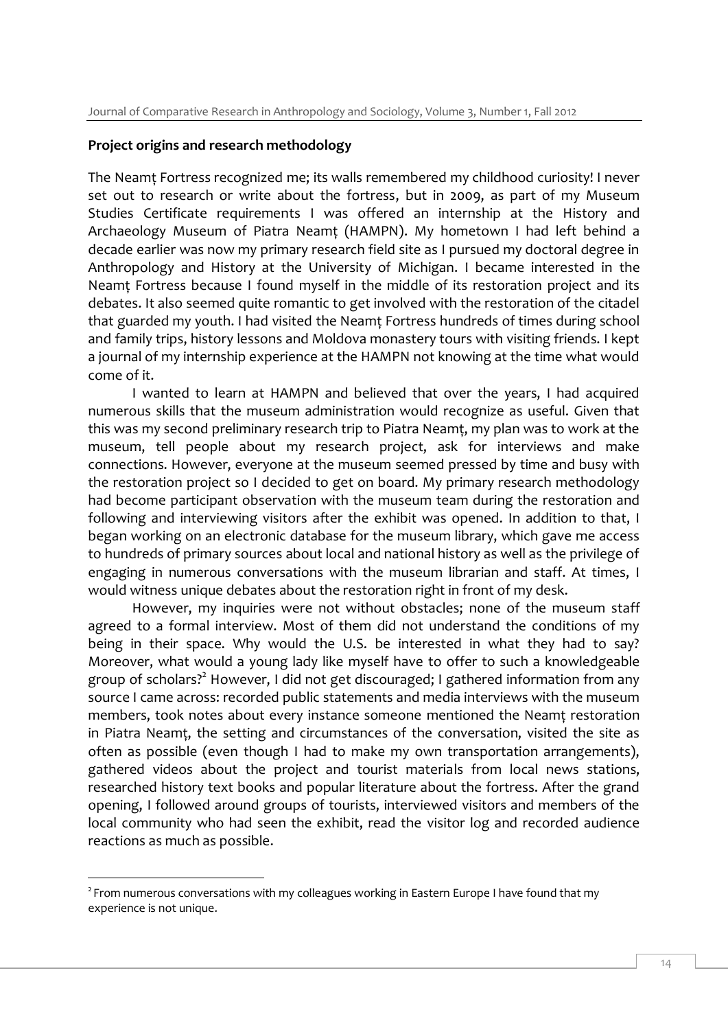**Project origins and research methodology**

The Neamț Fortress recognized me; its walls remembered my childhood curiosity! I never set out to research or write about the fortress, but in 2009, as part of my Museum Studies Certificate requirements I was offered an internship at the History and Archaeology Museum of Piatra Neamț (HAMPN). My hometown I had left behind a decade earlier was now my primary research field site as I pursued my doctoral degree in Anthropology and History at the University of Michigan. I became interested in the Neamț Fortress because I found myself in the middle of its restoration project and its debates. It also seemed quite romantic to get involved with the restoration of the citadel that guarded my youth. I had visited the Neamț Fortress hundreds of times during school and family trips, history lessons and Moldova monastery tours with visiting friends. I kept a journal of my internship experience at the HAMPN not knowing at the time what would come of it.

I wanted to learn at HAMPN and believed that over the years, I had acquired numerous skills that the museum administration would recognize as useful. Given that this was my second preliminary research trip to Piatra Neamț, my plan was to work at the museum, tell people about my research project, ask for interviews and make connections. However, everyone at the museum seemed pressed by time and busy with the restoration project so I decided to get on board. My primary research methodology had become participant observation with the museum team during the restoration and following and interviewing visitors after the exhibit was opened. In addition to that, I began working on an electronic database for the museum library, which gave me access to hundreds of primary sources about local and national history as well as the privilege of engaging in numerous conversations with the museum librarian and staff. At times, I would witness unique debates about the restoration right in front of my desk.

However, my inquiries were not without obstacles; none of the museum staff agreed to a formal interview. Most of them did not understand the conditions of my being in their space. Why would the U.S. be interested in what they had to say? Moreover, what would a young lady like myself have to offer to such a knowledgeable group of scholars?[2] However, I did not get discouraged; I gathered information from any source I came across: recorded public statements and media interviews with the museum members, took notes about every instance someone mentioned the Neamț restoration in Piatra Neamț, the setting and circumstances of the conversation, visited the site as often as possible (even though I had to make my own transportation arrangements), gathered videos about the project and tourist materials from local news stations, researched history text books and popular literature about the fortress. After the grand opening, I followed around groups of tourists, interviewed visitors and members of the local community who had seen the exhibit, read the visitor log and recorded audience reactions as much as possible.

[2] From numerous conversations with my colleagues working in Eastern Europe I have found that my experience is not unique.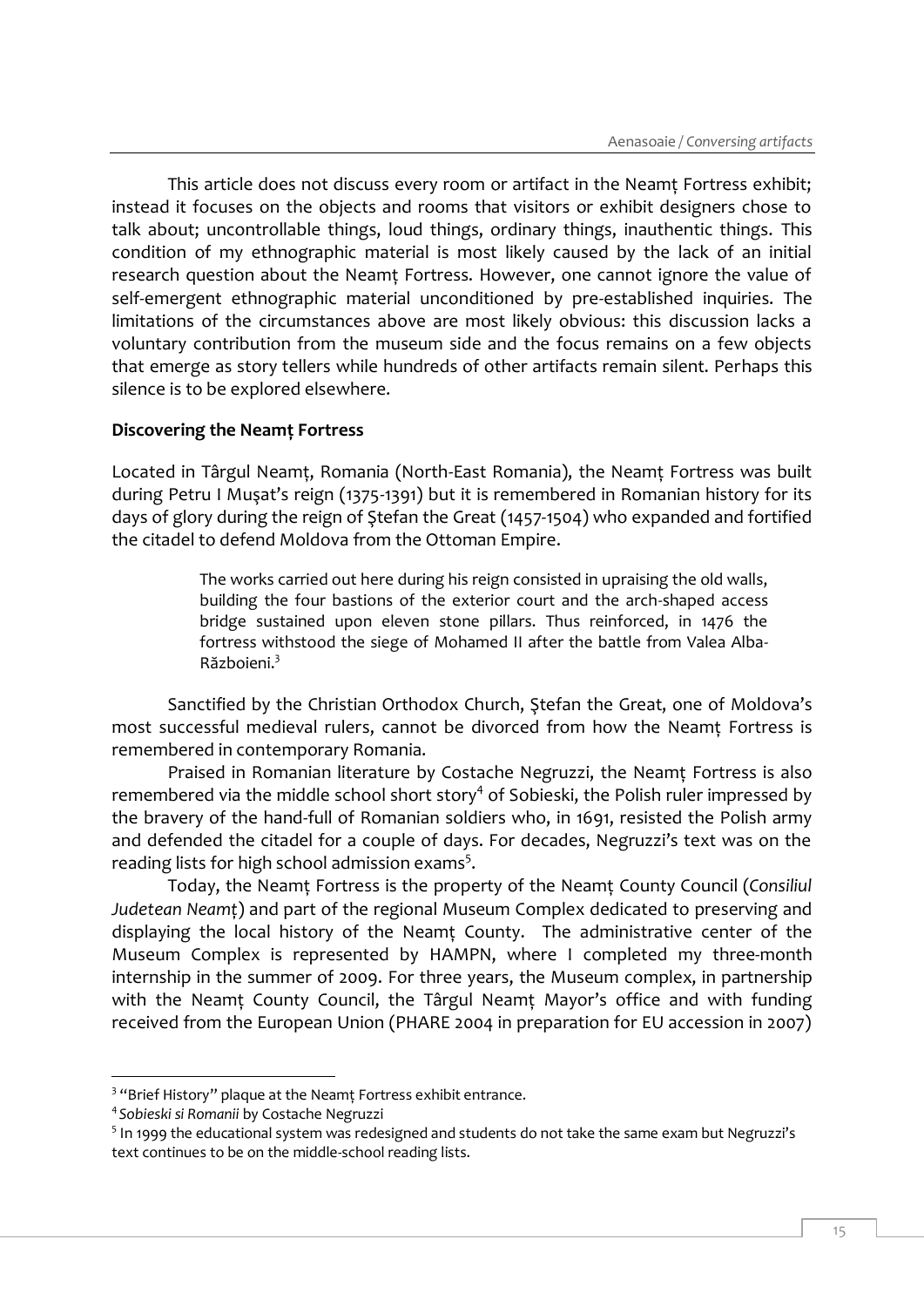This article does not discuss every room or artifact in the Neamț Fortress exhibit; instead it focuses on the objects and rooms that visitors or exhibit designers chose to talk about; uncontrollable things, loud things, ordinary things, inauthentic things. This condition of my ethnographic material is most likely caused by the lack of an initial research question about the Neamț Fortress. However, one cannot ignore the value of self-emergent ethnographic material unconditioned by pre-established inquiries. The limitations of the circumstances above are most likely obvious: this discussion lacks a voluntary contribution from the museum side and the focus remains on a few objects that emerge as story tellers while hundreds of other artifacts remain silent. Perhaps this silence is to be explored elsewhere.

**Discovering the Neamț Fortress**

Located in Târgul Neamț, Romania (North-East Romania), the Neamț Fortress was built during Petru I Mușat's reign (1375-1391) but it is remembered in Romanian history for its days of glory during the reign of Ştefan the Great (1457-1504) who expanded and fortified the citadel to defend Moldova from the Ottoman Empire.

> The works carried out here during his reign consisted in upraising the old walls, building the four bastions of the exterior court and the arch-shaped access bridge sustained upon eleven stone pillars. Thus reinforced, in 1476 the fortress withstood the siege of Mohamed II after the battle from Valea Alba-Războieni.[3]

Sanctified by the Christian Orthodox Church, Ştefan the Great, one of Moldova's most successful medieval rulers, cannot be divorced from how the Neamț Fortress is remembered in contemporary Romania.

Praised in Romanian literature by Costache Negruzzi, the Neamț Fortress is also remembered via the middle school short story[4] of Sobieski, the Polish ruler impressed by the bravery of the hand-full of Romanian soldiers who, in 1691, resisted the Polish army and defended the citadel for a couple of days. For decades, Negruzzi's text was on the reading lists for high school admission exams[5].

Today, the Neamț Fortress is the property of the Neamț County Council (*Consiliul Judetean Neamț*) and part of the regional Museum Complex dedicated to preserving and displaying the local history of the Neamț County. The administrative center of the Museum Complex is represented by HAMPN, where I completed my three-month internship in the summer of 2009. For three years, the Museum complex, in partnership with the Neamț County Council, the Târgul Neamț Mayor's office and with funding received from the European Union (PHARE 2004 in preparation for EU accession in 2007)

---

[3] "Brief History" plaque at the Neamț Fortress exhibit entrance.

[4] *Sobieski si Romanii* by Costache Negruzzi

[5] In 1999 the educational system was redesigned and students do not take the same exam but Negruzzi's text continues to be on the middle-school reading lists.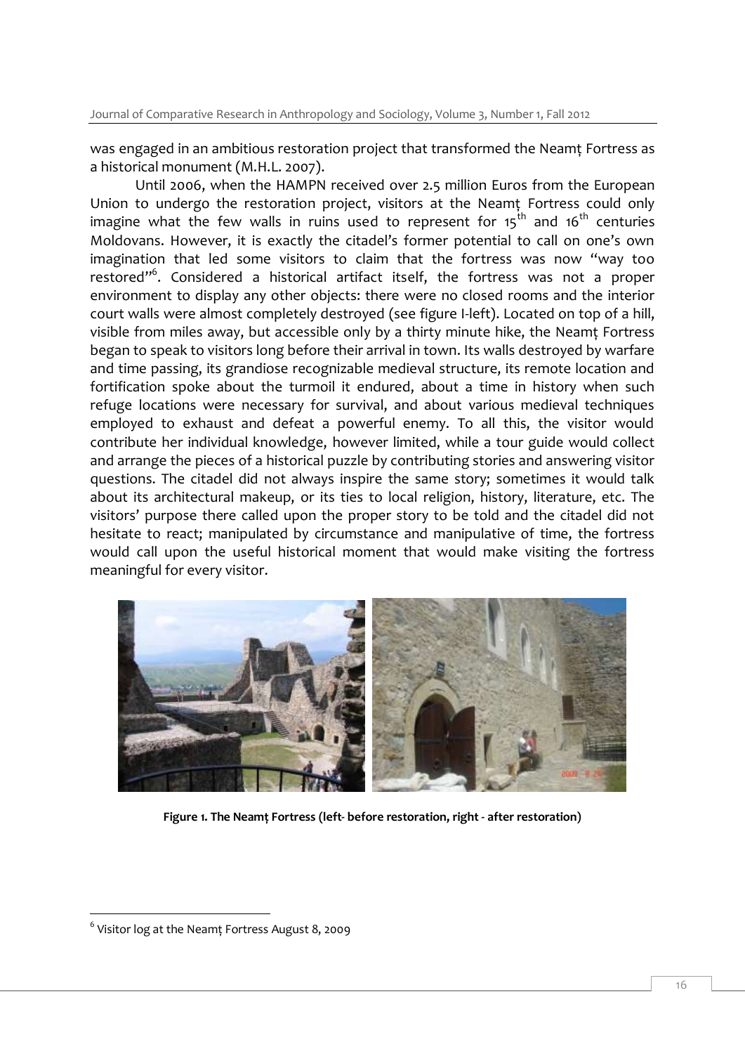was engaged in an ambitious restoration project that transformed the Neamț Fortress as a historical monument (M.H.L. 2007).

Until 2006, when the HAMPN received over 2.5 million Euros from the European Union to undergo the restoration project, visitors at the Neamț Fortress could only imagine what the few walls in ruins used to represent for 15th and 16th centuries Moldovans. However, it is exactly the citadel's former potential to call on one's own imagination that led some visitors to claim that the fortress was now "way too restored"[6]. Considered a historical artifact itself, the fortress was not a proper environment to display any other objects: there were no closed rooms and the interior court walls were almost completely destroyed (see figure I-left). Located on top of a hill, visible from miles away, but accessible only by a thirty minute hike, the Neamț Fortress began to speak to visitors long before their arrival in town. Its walls destroyed by warfare and time passing, its grandiose recognizable medieval structure, its remote location and fortification spoke about the turmoil it endured, about a time in history when such refuge locations were necessary for survival, and about various medieval techniques employed to exhaust and defeat a powerful enemy. To all this, the visitor would contribute her individual knowledge, however limited, while a tour guide would collect and arrange the pieces of a historical puzzle by contributing stories and answering visitor questions. The citadel did not always inspire the same story; sometimes it would talk about its architectural makeup, or its ties to local religion, history, literature, etc. The visitors' purpose there called upon the proper story to be told and the citadel did not hesitate to react; manipulated by circumstance and manipulative of time, the fortress would call upon the useful historical moment that would make visiting the fortress meaningful for every visitor.

**Figure 1. The Neamț Fortress (left- before restoration, right - after restoration)**

[6] Visitor log at the Neamț Fortress August 8, 2009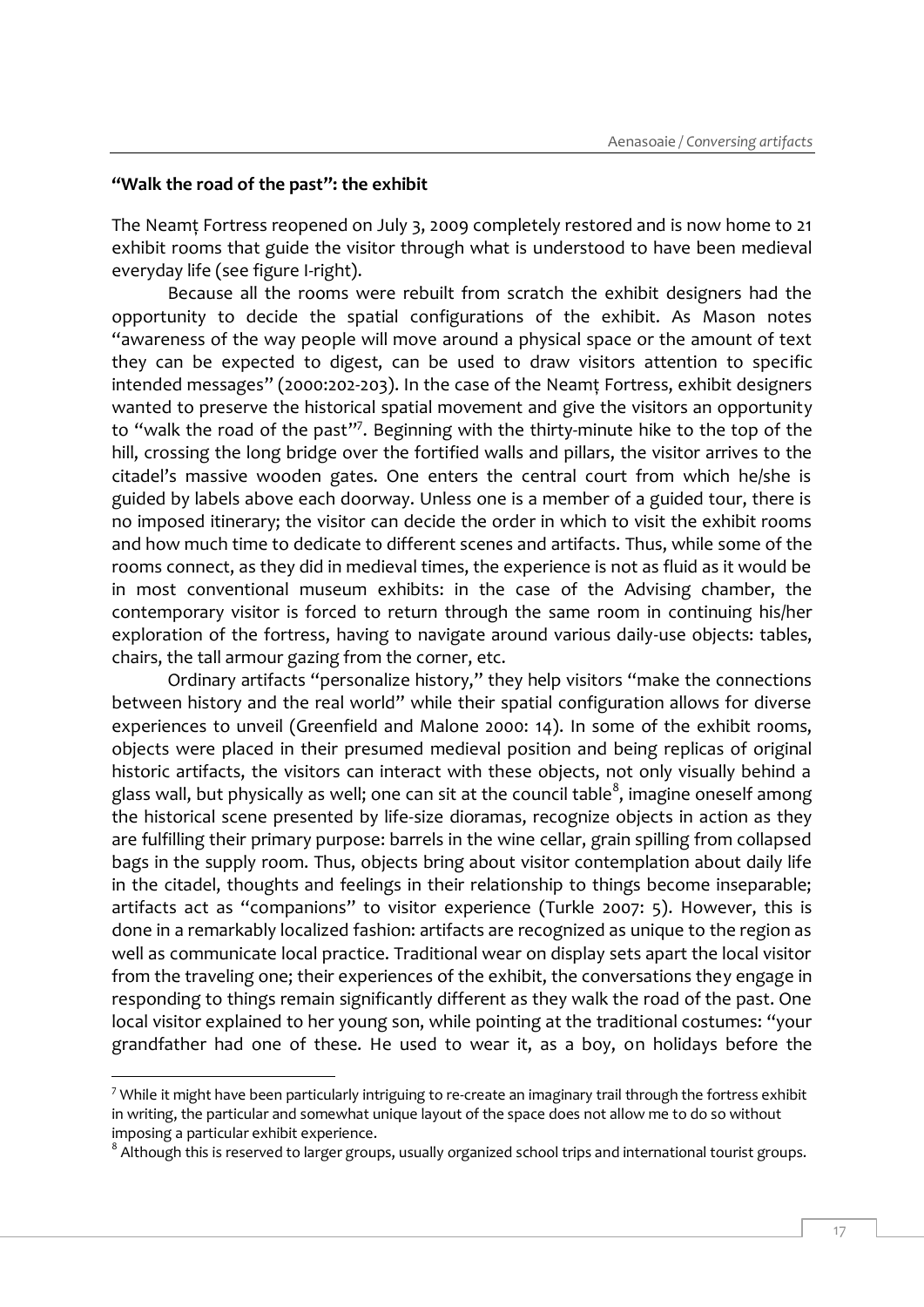**"Walk the road of the past": the exhibit**

The Neamț Fortress reopened on July 3, 2009 completely restored and is now home to 21 exhibit rooms that guide the visitor through what is understood to have been medieval everyday life (see figure I-right).

Because all the rooms were rebuilt from scratch the exhibit designers had the opportunity to decide the spatial configurations of the exhibit. As Mason notes "awareness of the way people will move around a physical space or the amount of text they can be expected to digest, can be used to draw visitors attention to specific intended messages" (2000:202-203). In the case of the Neamț Fortress, exhibit designers wanted to preserve the historical spatial movement and give the visitors an opportunity to "walk the road of the past"[7]. Beginning with the thirty-minute hike to the top of the hill, crossing the long bridge over the fortified walls and pillars, the visitor arrives to the citadel's massive wooden gates. One enters the central court from which he/she is guided by labels above each doorway. Unless one is a member of a guided tour, there is no imposed itinerary; the visitor can decide the order in which to visit the exhibit rooms and how much time to dedicate to different scenes and artifacts. Thus, while some of the rooms connect, as they did in medieval times, the experience is not as fluid as it would be in most conventional museum exhibits: in the case of the Advising chamber, the contemporary visitor is forced to return through the same room in continuing his/her exploration of the fortress, having to navigate around various daily-use objects: tables, chairs, the tall armour gazing from the corner, etc.

Ordinary artifacts "personalize history," they help visitors "make the connections between history and the real world" while their spatial configuration allows for diverse experiences to unveil (Greenfield and Malone 2000: 14). In some of the exhibit rooms, objects were placed in their presumed medieval position and being replicas of original historic artifacts, the visitors can interact with these objects, not only visually behind a glass wall, but physically as well; one can sit at the council table[8], imagine oneself among the historical scene presented by life-size dioramas, recognize objects in action as they are fulfilling their primary purpose: barrels in the wine cellar, grain spilling from collapsed bags in the supply room. Thus, objects bring about visitor contemplation about daily life in the citadel, thoughts and feelings in their relationship to things become inseparable; artifacts act as "companions" to visitor experience (Turkle 2007: 5). However, this is done in a remarkably localized fashion: artifacts are recognized as unique to the region as well as communicate local practice. Traditional wear on display sets apart the local visitor from the traveling one; their experiences of the exhibit, the conversations they engage in responding to things remain significantly different as they walk the road of the past. One local visitor explained to her young son, while pointing at the traditional costumes: "your grandfather had one of these. He used to wear it, as a boy, on holidays before the

[7] While it might have been particularly intriguing to re-create an imaginary trail through the fortress exhibit in writing, the particular and somewhat unique layout of the space does not allow me to do so without imposing a particular exhibit experience.

[8] Although this is reserved to larger groups, usually organized school trips and international tourist groups.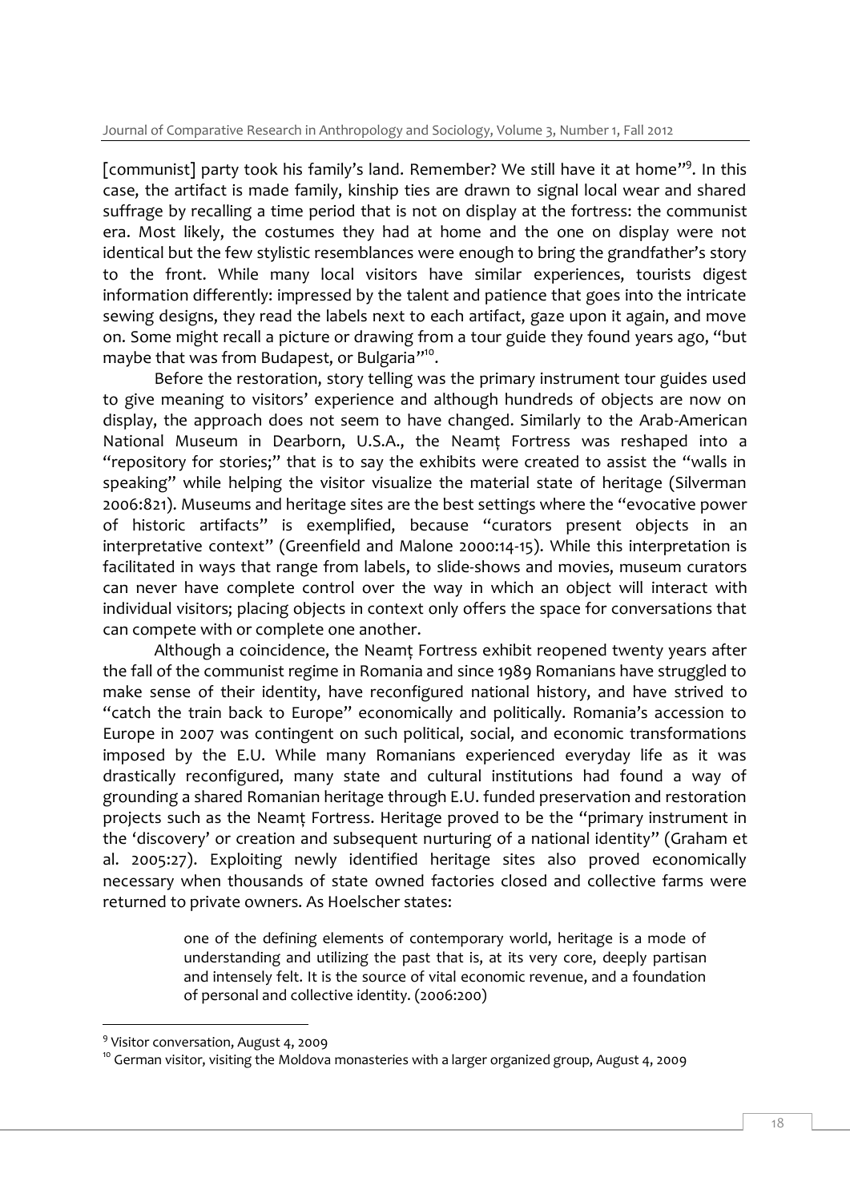[communist] party took his family's land. Remember? We still have it at home"[9]. In this case, the artifact is made family, kinship ties are drawn to signal local wear and shared suffrage by recalling a time period that is not on display at the fortress: the communist era. Most likely, the costumes they had at home and the one on display were not identical but the few stylistic resemblances were enough to bring the grandfather's story to the front. While many local visitors have similar experiences, tourists digest information differently: impressed by the talent and patience that goes into the intricate sewing designs, they read the labels next to each artifact, gaze upon it again, and move on. Some might recall a picture or drawing from a tour guide they found years ago, "but maybe that was from Budapest, or Bulgaria"[10].

Before the restoration, story telling was the primary instrument tour guides used to give meaning to visitors' experience and although hundreds of objects are now on display, the approach does not seem to have changed. Similarly to the Arab-American National Museum in Dearborn, U.S.A., the Neamț Fortress was reshaped into a "repository for stories;" that is to say the exhibits were created to assist the "walls in speaking" while helping the visitor visualize the material state of heritage (Silverman 2006:821). Museums and heritage sites are the best settings where the "evocative power of historic artifacts" is exemplified, because "curators present objects in an interpretative context" (Greenfield and Malone 2000:14-15). While this interpretation is facilitated in ways that range from labels, to slide-shows and movies, museum curators can never have complete control over the way in which an object will interact with individual visitors; placing objects in context only offers the space for conversations that can compete with or complete one another.

Although a coincidence, the Neamț Fortress exhibit reopened twenty years after the fall of the communist regime in Romania and since 1989 Romanians have struggled to make sense of their identity, have reconfigured national history, and have strived to "catch the train back to Europe" economically and politically. Romania's accession to Europe in 2007 was contingent on such political, social, and economic transformations imposed by the E.U. While many Romanians experienced everyday life as it was drastically reconfigured, many state and cultural institutions had found a way of grounding a shared Romanian heritage through E.U. funded preservation and restoration projects such as the Neamț Fortress. Heritage proved to be the "primary instrument in the 'discovery' or creation and subsequent nurturing of a national identity" (Graham et al. 2005:27). Exploiting newly identified heritage sites also proved economically necessary when thousands of state owned factories closed and collective farms were returned to private owners. As Hoelscher states:

> one of the defining elements of contemporary world, heritage is a mode of understanding and utilizing the past that is, at its very core, deeply partisan and intensely felt. It is the source of vital economic revenue, and a foundation of personal and collective identity. (2006:200)

---

[9] Visitor conversation, August 4, 2009

[10] German visitor, visiting the Moldova monasteries with a larger organized group, August 4, 2009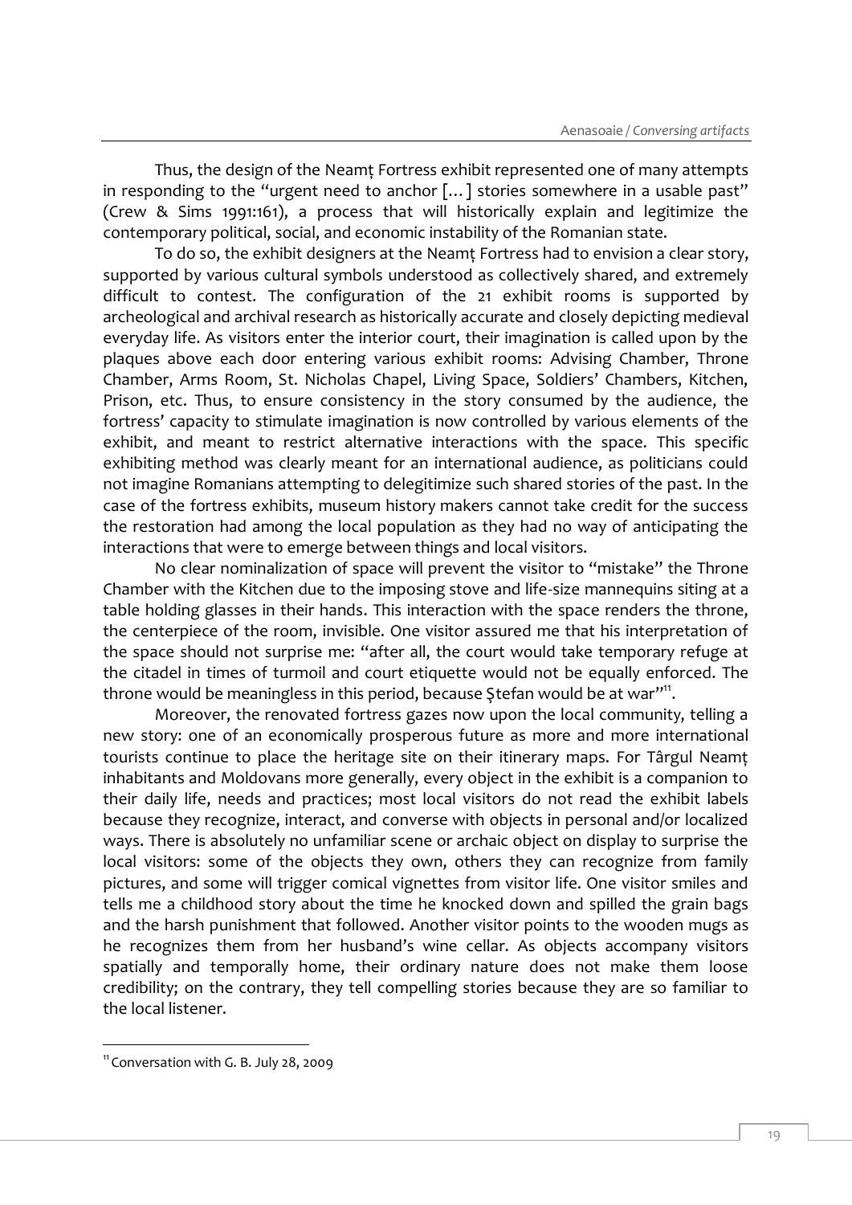Thus, the design of the Neamț Fortress exhibit represented one of many attempts in responding to the "urgent need to anchor [...] stories somewhere in a usable past" (Crew & Sims 1991:161), a process that will historically explain and legitimize the contemporary political, social, and economic instability of the Romanian state.

To do so, the exhibit designers at the Neamț Fortress had to envision a clear story, supported by various cultural symbols understood as collectively shared, and extremely difficult to contest. The configuration of the 21 exhibit rooms is supported by archeological and archival research as historically accurate and closely depicting medieval everyday life. As visitors enter the interior court, their imagination is called upon by the plaques above each door entering various exhibit rooms: Advising Chamber, Throne Chamber, Arms Room, St. Nicholas Chapel, Living Space, Soldiers' Chambers, Kitchen, Prison, etc. Thus, to ensure consistency in the story consumed by the audience, the fortress' capacity to stimulate imagination is now controlled by various elements of the exhibit, and meant to restrict alternative interactions with the space. This specific exhibiting method was clearly meant for an international audience, as politicians could not imagine Romanians attempting to delegitimize such shared stories of the past. In the case of the fortress exhibits, museum history makers cannot take credit for the success the restoration had among the local population as they had no way of anticipating the interactions that were to emerge between things and local visitors.

No clear nominalization of space will prevent the visitor to "mistake" the Throne Chamber with the Kitchen due to the imposing stove and life-size mannequins siting at a table holding glasses in their hands. This interaction with the space renders the throne, the centerpiece of the room, invisible. One visitor assured me that his interpretation of the space should not surprise me: "after all, the court would take temporary refuge at the citadel in times of turmoil and court etiquette would not be equally enforced. The throne would be meaningless in this period, because Ştefan would be at war"[11].

Moreover, the renovated fortress gazes now upon the local community, telling a new story: one of an economically prosperous future as more and more international tourists continue to place the heritage site on their itinerary maps. For Târgul Neamț inhabitants and Moldovans more generally, every object in the exhibit is a companion to their daily life, needs and practices; most local visitors do not read the exhibit labels because they recognize, interact, and converse with objects in personal and/or localized ways. There is absolutely no unfamiliar scene or archaic object on display to surprise the local visitors: some of the objects they own, others they can recognize from family pictures, and some will trigger comical vignettes from visitor life. One visitor smiles and tells me a childhood story about the time he knocked down and spilled the grain bags and the harsh punishment that followed. Another visitor points to the wooden mugs as he recognizes them from her husband's wine cellar. As objects accompany visitors spatially and temporally home, their ordinary nature does not make them loose credibility; on the contrary, they tell compelling stories because they are so familiar to the local listener.

---

[11] Conversation with G. B. July 28, 2009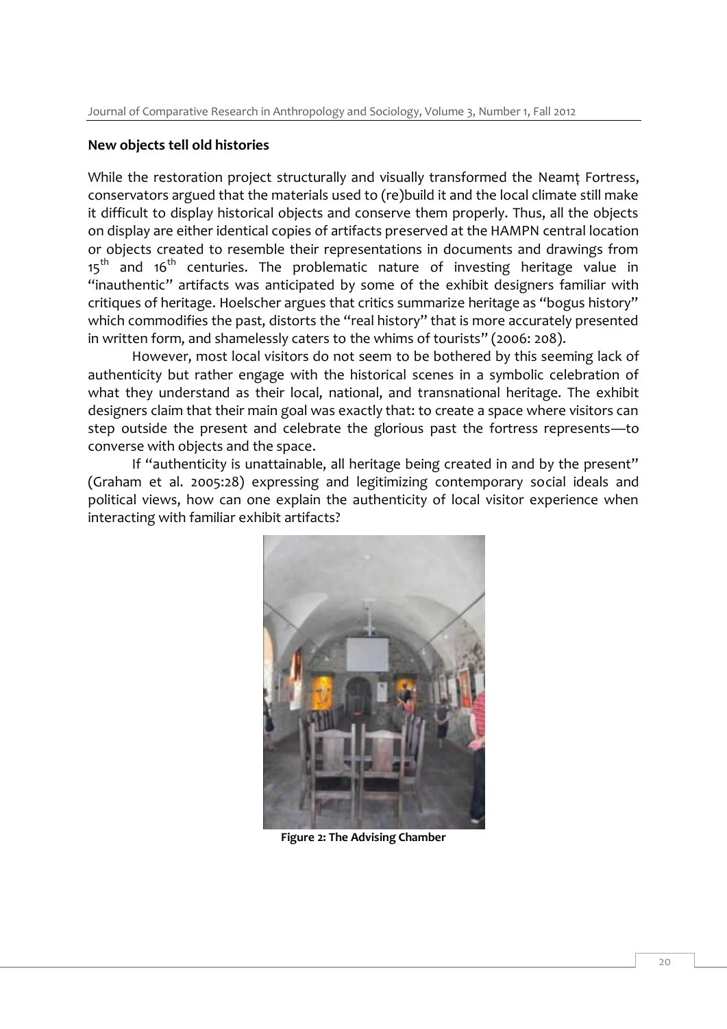## New objects tell old histories

While the restoration project structurally and visually transformed the Neamț Fortress, conservators argued that the materials used to (re)build it and the local climate still make it difficult to display historical objects and conserve them properly. Thus, all the objects on display are either identical copies of artifacts preserved at the HAMPN central location or objects created to resemble their representations in documents and drawings from 15th and 16th centuries. The problematic nature of investing heritage value in "inauthentic" artifacts was anticipated by some of the exhibit designers familiar with critiques of heritage. Hoelscher argues that critics summarize heritage as "bogus history" which commodifies the past, distorts the "real history" that is more accurately presented in written form, and shamelessly caters to the whims of tourists" (2006: 208).

However, most local visitors do not seem to be bothered by this seeming lack of authenticity but rather engage with the historical scenes in a symbolic celebration of what they understand as their local, national, and transnational heritage. The exhibit designers claim that their main goal was exactly that: to create a space where visitors can step outside the present and celebrate the glorious past the fortress represents—to converse with objects and the space.

If "authenticity is unattainable, all heritage being created in and by the present" (Graham et al. 2005:28) expressing and legitimizing contemporary social ideals and political views, how can one explain the authenticity of local visitor experience when interacting with familiar exhibit artifacts?

**Figure 2: The Advising Chamber**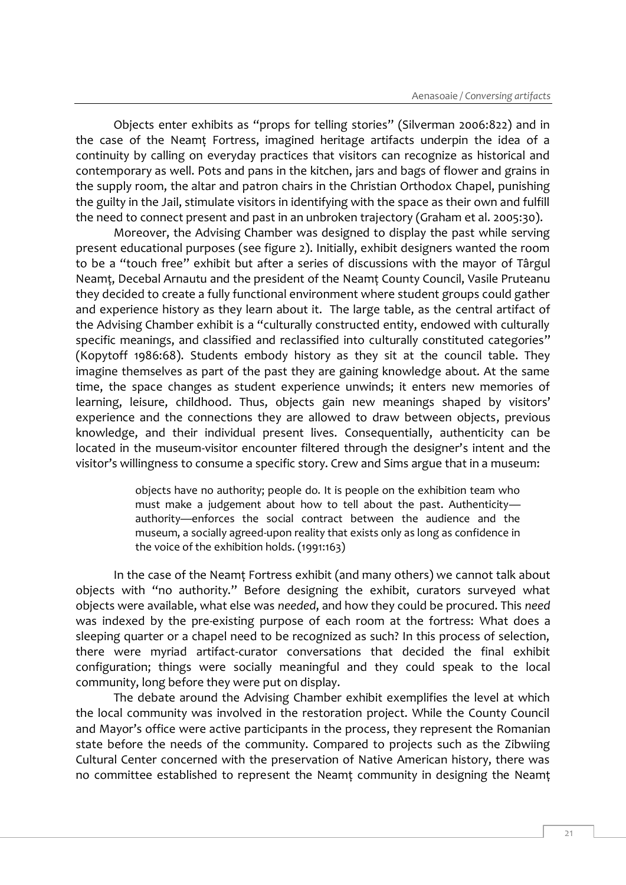Objects enter exhibits as "props for telling stories" (Silverman 2006:822) and in the case of the Neamț Fortress, imagined heritage artifacts underpin the idea of a continuity by calling on everyday practices that visitors can recognize as historical and contemporary as well. Pots and pans in the kitchen, jars and bags of flower and grains in the supply room, the altar and patron chairs in the Christian Orthodox Chapel, punishing the guilty in the Jail, stimulate visitors in identifying with the space as their own and fulfill the need to connect present and past in an unbroken trajectory (Graham et al. 2005:30).

Moreover, the Advising Chamber was designed to display the past while serving present educational purposes (see figure 2). Initially, exhibit designers wanted the room to be a "touch free" exhibit but after a series of discussions with the mayor of Târgul Neamț, Decebal Arnautu and the president of the Neamț County Council, Vasile Pruteanu they decided to create a fully functional environment where student groups could gather and experience history as they learn about it. The large table, as the central artifact of the Advising Chamber exhibit is a "culturally constructed entity, endowed with culturally specific meanings, and classified and reclassified into culturally constituted categories" (Kopytoff 1986:68). Students embody history as they sit at the council table. They imagine themselves as part of the past they are gaining knowledge about. At the same time, the space changes as student experience unwinds; it enters new memories of learning, leisure, childhood. Thus, objects gain new meanings shaped by visitors' experience and the connections they are allowed to draw between objects, previous knowledge, and their individual present lives. Consequentially, authenticity can be located in the museum-visitor encounter filtered through the designer's intent and the visitor's willingness to consume a specific story. Crew and Sims argue that in a museum:

> objects have no authority; people do. It is people on the exhibition team who must make a judgement about how to tell about the past. Authenticity—authority—enforces the social contract between the audience and the museum, a socially agreed-upon reality that exists only as long as confidence in the voice of the exhibition holds. (1991:163)

In the case of the Neamț Fortress exhibit (and many others) we cannot talk about objects with "no authority." Before designing the exhibit, curators surveyed what objects were available, what else was *needed*, and how they could be procured. This *need* was indexed by the pre-existing purpose of each room at the fortress: What does a sleeping quarter or a chapel need to be recognized as such? In this process of selection, there were myriad artifact-curator conversations that decided the final exhibit configuration; things were socially meaningful and they could speak to the local community, long before they were put on display.

The debate around the Advising Chamber exhibit exemplifies the level at which the local community was involved in the restoration project. While the County Council and Mayor's office were active participants in the process, they represent the Romanian state before the needs of the community. Compared to projects such as the Zibwiing Cultural Center concerned with the preservation of Native American history, there was no committee established to represent the Neamț community in designing the Neamț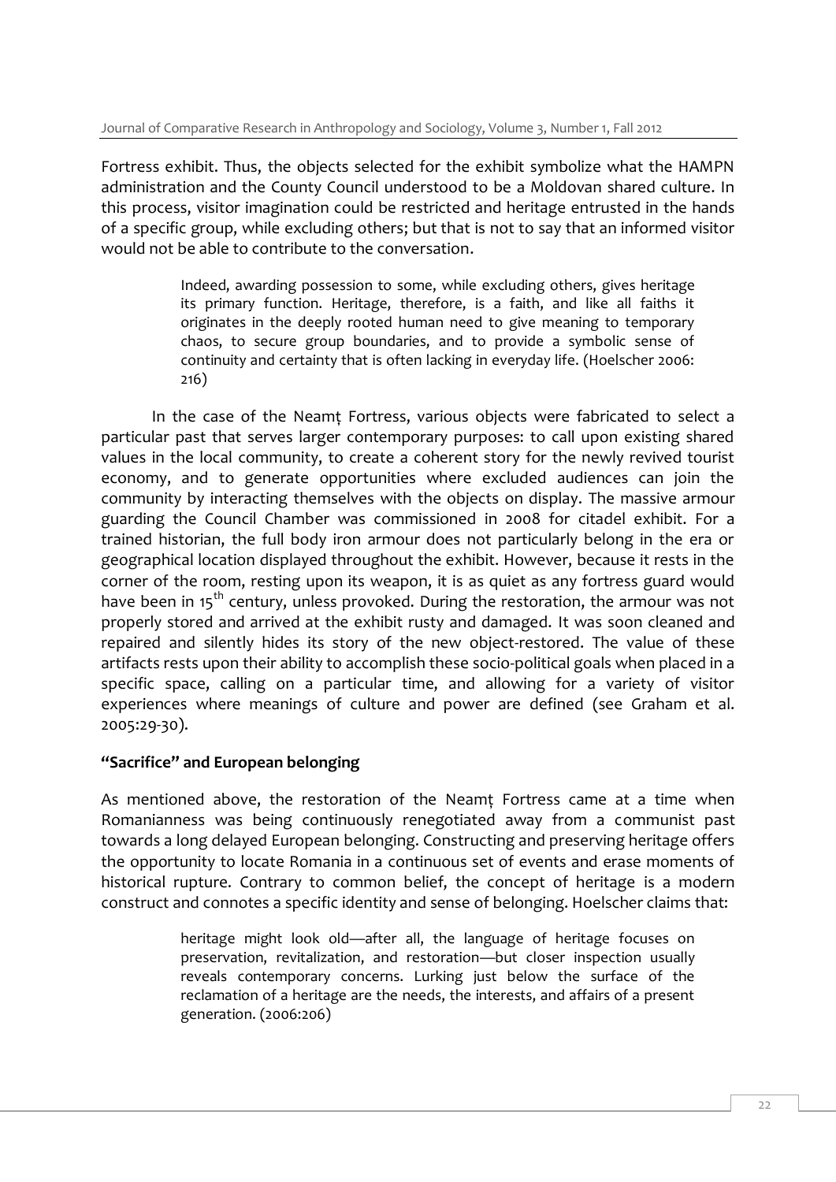Fortress exhibit. Thus, the objects selected for the exhibit symbolize what the HAMPN administration and the County Council understood to be a Moldovan shared culture. In this process, visitor imagination could be restricted and heritage entrusted in the hands of a specific group, while excluding others; but that is not to say that an informed visitor would not be able to contribute to the conversation.

> Indeed, awarding possession to some, while excluding others, gives heritage its primary function. Heritage, therefore, is a faith, and like all faiths it originates in the deeply rooted human need to give meaning to temporary chaos, to secure group boundaries, and to provide a symbolic sense of continuity and certainty that is often lacking in everyday life. (Hoelscher 2006: 216)

In the case of the Neamț Fortress, various objects were fabricated to select a particular past that serves larger contemporary purposes: to call upon existing shared values in the local community, to create a coherent story for the newly revived tourist economy, and to generate opportunities where excluded audiences can join the community by interacting themselves with the objects on display. The massive armour guarding the Council Chamber was commissioned in 2008 for citadel exhibit. For a trained historian, the full body iron armour does not particularly belong in the era or geographical location displayed throughout the exhibit. However, because it rests in the corner of the room, resting upon its weapon, it is as quiet as any fortress guard would have been in 15th century, unless provoked. During the restoration, the armour was not properly stored and arrived at the exhibit rusty and damaged. It was soon cleaned and repaired and silently hides its story of the new object-restored. The value of these artifacts rests upon their ability to accomplish these socio-political goals when placed in a specific space, calling on a particular time, and allowing for a variety of visitor experiences where meanings of culture and power are defined (see Graham et al. 2005:29-30).

## "Sacrifice" and European belonging

As mentioned above, the restoration of the Neamț Fortress came at a time when Romanianness was being continuously renegotiated away from a communist past towards a long delayed European belonging. Constructing and preserving heritage offers the opportunity to locate Romania in a continuous set of events and erase moments of historical rupture. Contrary to common belief, the concept of heritage is a modern construct and connotes a specific identity and sense of belonging. Hoelscher claims that:

> heritage might look old—after all, the language of heritage focuses on preservation, revitalization, and restoration—but closer inspection usually reveals contemporary concerns. Lurking just below the surface of the reclamation of a heritage are the needs, the interests, and affairs of a present generation. (2006:206)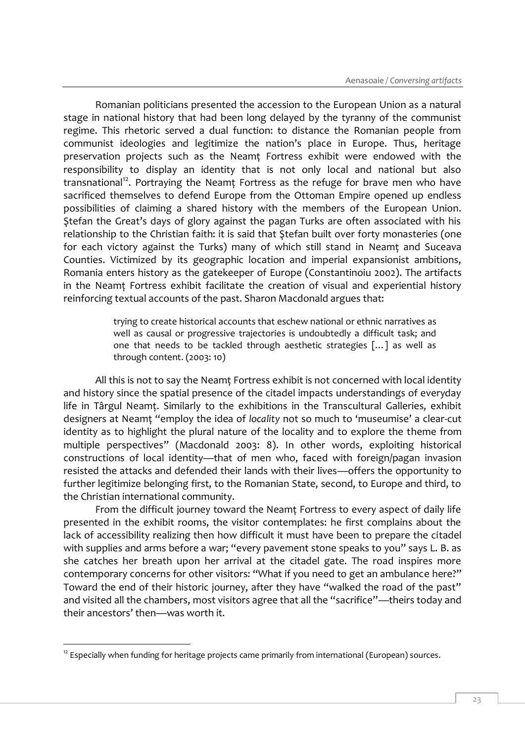Romanian politicians presented the accession to the European Union as a natural stage in national history that had been long delayed by the tyranny of the communist regime. This rhetoric served a dual function: to distance the Romanian people from communist ideologies and legitimize the nation's place in Europe. Thus, heritage preservation projects such as the Neamț Fortress exhibit were endowed with the responsibility to display an identity that is not only local and national but also transnational[12]. Portraying the Neamț Fortress as the refuge for brave men who have sacrificed themselves to defend Europe from the Ottoman Empire opened up endless possibilities of claiming a shared history with the members of the European Union. Ştefan the Great's days of glory against the pagan Turks are often associated with his relationship to the Christian faith: it is said that Ştefan built over forty monasteries (one for each victory against the Turks) many of which still stand in Neamț and Suceava Counties. Victimized by its geographic location and imperial expansionist ambitions, Romania enters history as the gatekeeper of Europe (Constantinoiu 2002). The artifacts in the Neamț Fortress exhibit facilitate the creation of visual and experiential history reinforcing textual accounts of the past. Sharon Macdonald argues that:

> trying to create historical accounts that eschew national or ethnic narratives as well as causal or progressive trajectories is undoubtedly a difficult task; and one that needs to be tackled through aesthetic strategies [...] as well as through content. (2003: 10)

All this is not to say the Neamț Fortress exhibit is not concerned with local identity and history since the spatial presence of the citadel impacts understandings of everyday life in Târgul Neamț. Similarly to the exhibitions in the Transcultural Galleries, exhibit designers at Neamț "employ the idea of *locality* not so much to 'museumise' a clear-cut identity as to highlight the plural nature of the locality and to explore the theme from multiple perspectives" (Macdonald 2003: 8). In other words, exploiting historical constructions of local identity—that of men who, faced with foreign/pagan invasion resisted the attacks and defended their lands with their lives—offers the opportunity to further legitimize belonging first, to the Romanian State, second, to Europe and third, to the Christian international community.

From the difficult journey toward the Neamț Fortress to every aspect of daily life presented in the exhibit rooms, the visitor contemplates: he first complains about the lack of accessibility realizing then how difficult it must have been to prepare the citadel with supplies and arms before a war; "every pavement stone speaks to you" says L. B. as she catches her breath upon her arrival at the citadel gate. The road inspires more contemporary concerns for other visitors: "What if you need to get an ambulance here?" Toward the end of their historic journey, after they have "walked the road of the past" and visited all the chambers, most visitors agree that all the "sacrifice"—theirs today and their ancestors' then—was worth it.

---

[12] Especially when funding for heritage projects came primarily from international (European) sources.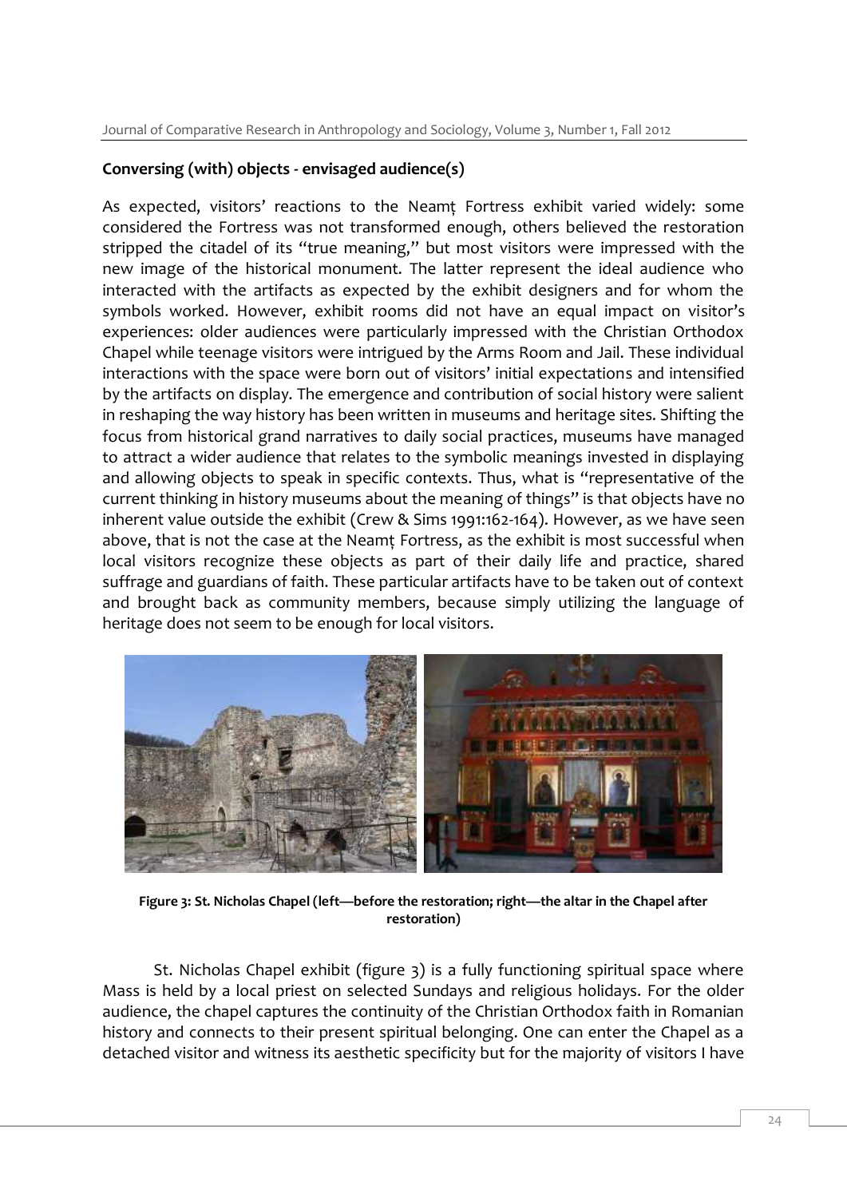**Conversing (with) objects - envisaged audience(s)**

As expected, visitors' reactions to the Neamț Fortress exhibit varied widely: some considered the Fortress was not transformed enough, others believed the restoration stripped the citadel of its "true meaning," but most visitors were impressed with the new image of the historical monument. The latter represent the ideal audience who interacted with the artifacts as expected by the exhibit designers and for whom the symbols worked. However, exhibit rooms did not have an equal impact on visitor's experiences: older audiences were particularly impressed with the Christian Orthodox Chapel while teenage visitors were intrigued by the Arms Room and Jail. These individual interactions with the space were born out of visitors' initial expectations and intensified by the artifacts on display. The emergence and contribution of social history were salient in reshaping the way history has been written in museums and heritage sites. Shifting the focus from historical grand narratives to daily social practices, museums have managed to attract a wider audience that relates to the symbolic meanings invested in displaying and allowing objects to speak in specific contexts. Thus, what is "representative of the current thinking in history museums about the meaning of things" is that objects have no inherent value outside the exhibit (Crew & Sims 1991:162-164). However, as we have seen above, that is not the case at the Neamț Fortress, as the exhibit is most successful when local visitors recognize these objects as part of their daily life and practice, shared suffrage and guardians of faith. These particular artifacts have to be taken out of context and brought back as community members, because simply utilizing the language of heritage does not seem to be enough for local visitors.

**Figure 3: St. Nicholas Chapel (left—before the restoration; right—the altar in the Chapel after restoration)**

St. Nicholas Chapel exhibit (figure 3) is a fully functioning spiritual space where Mass is held by a local priest on selected Sundays and religious holidays. For the older audience, the chapel captures the continuity of the Christian Orthodox faith in Romanian history and connects to their present spiritual belonging. One can enter the Chapel as a detached visitor and witness its aesthetic specificity but for the majority of visitors I have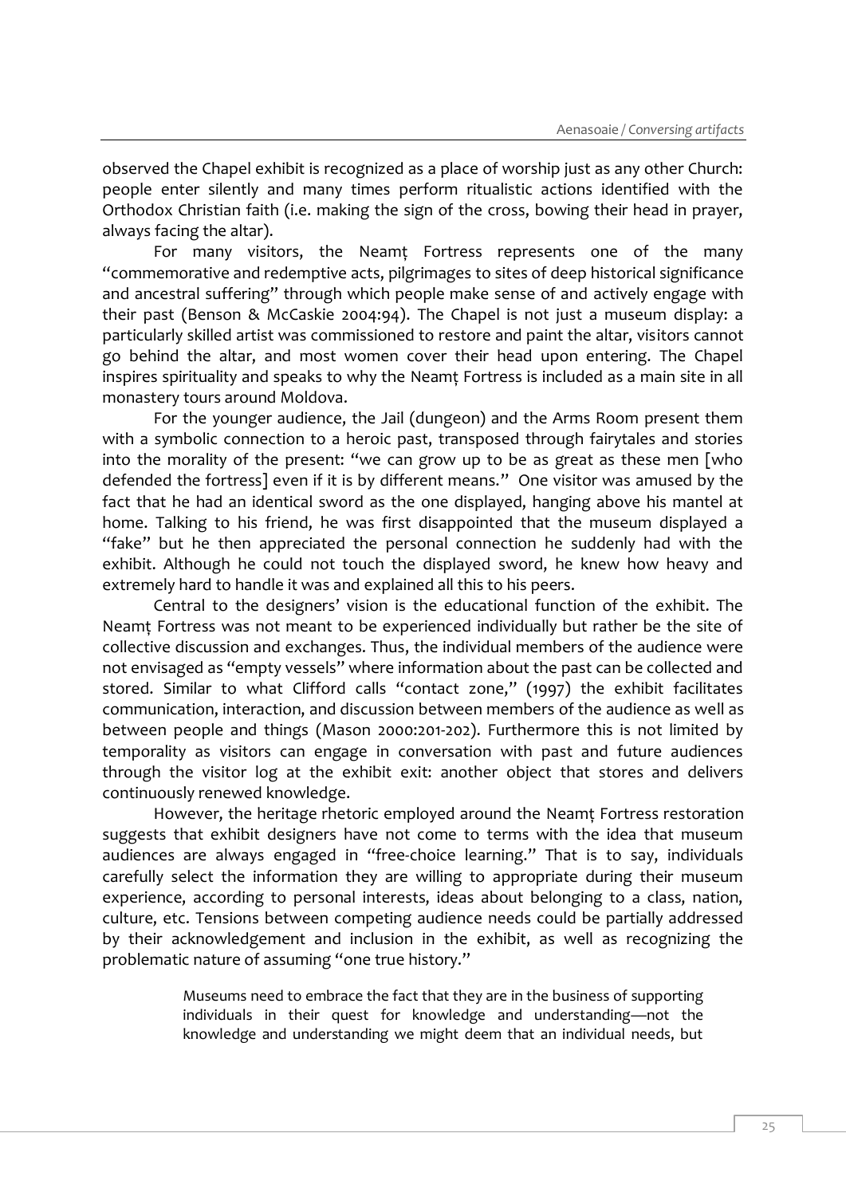observed the Chapel exhibit is recognized as a place of worship just as any other Church: people enter silently and many times perform ritualistic actions identified with the Orthodox Christian faith (i.e. making the sign of the cross, bowing their head in prayer, always facing the altar).

For many visitors, the Neamț Fortress represents one of the many "commemorative and redemptive acts, pilgrimages to sites of deep historical significance and ancestral suffering" through which people make sense of and actively engage with their past (Benson & McCaskie 2004:94). The Chapel is not just a museum display: a particularly skilled artist was commissioned to restore and paint the altar, visitors cannot go behind the altar, and most women cover their head upon entering. The Chapel inspires spirituality and speaks to why the Neamț Fortress is included as a main site in all monastery tours around Moldova.

For the younger audience, the Jail (dungeon) and the Arms Room present them with a symbolic connection to a heroic past, transposed through fairytales and stories into the morality of the present: "we can grow up to be as great as these men [who defended the fortress] even if it is by different means." One visitor was amused by the fact that he had an identical sword as the one displayed, hanging above his mantel at home. Talking to his friend, he was first disappointed that the museum displayed a "fake" but he then appreciated the personal connection he suddenly had with the exhibit. Although he could not touch the displayed sword, he knew how heavy and extremely hard to handle it was and explained all this to his peers.

Central to the designers' vision is the educational function of the exhibit. The Neamț Fortress was not meant to be experienced individually but rather be the site of collective discussion and exchanges. Thus, the individual members of the audience were not envisaged as "empty vessels" where information about the past can be collected and stored. Similar to what Clifford calls "contact zone," (1997) the exhibit facilitates communication, interaction, and discussion between members of the audience as well as between people and things (Mason 2000:201-202). Furthermore this is not limited by temporality as visitors can engage in conversation with past and future audiences through the visitor log at the exhibit exit: another object that stores and delivers continuously renewed knowledge.

However, the heritage rhetoric employed around the Neamț Fortress restoration suggests that exhibit designers have not come to terms with the idea that museum audiences are always engaged in "free-choice learning." That is to say, individuals carefully select the information they are willing to appropriate during their museum experience, according to personal interests, ideas about belonging to a class, nation, culture, etc. Tensions between competing audience needs could be partially addressed by their acknowledgement and inclusion in the exhibit, as well as recognizing the problematic nature of assuming "one true history."

> Museums need to embrace the fact that they are in the business of supporting individuals in their quest for knowledge and understanding—not the knowledge and understanding we might deem that an individual needs, but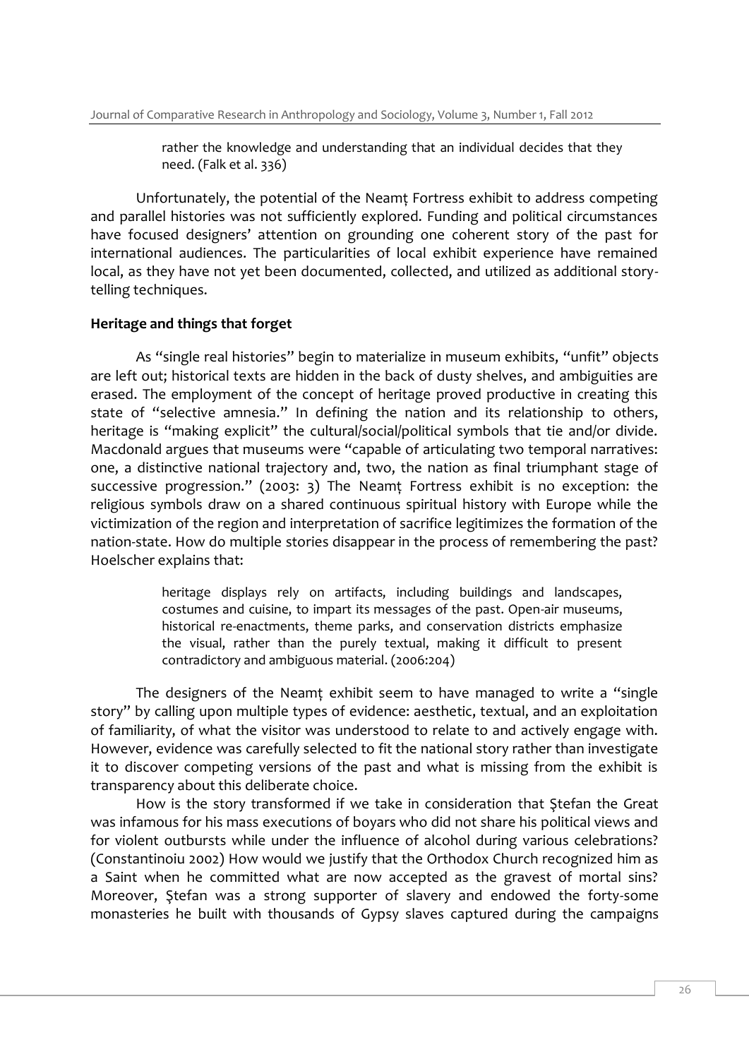> rather the knowledge and understanding that an individual decides that they need. (Falk et al. 336)

Unfortunately, the potential of the Neamț Fortress exhibit to address competing and parallel histories was not sufficiently explored. Funding and political circumstances have focused designers' attention on grounding one coherent story of the past for international audiences. The particularities of local exhibit experience have remained local, as they have not yet been documented, collected, and utilized as additional story-telling techniques.

**Heritage and things that forget**

As "single real histories" begin to materialize in museum exhibits, "unfit" objects are left out; historical texts are hidden in the back of dusty shelves, and ambiguities are erased. The employment of the concept of heritage proved productive in creating this state of "selective amnesia." In defining the nation and its relationship to others, heritage is "making explicit" the cultural/social/political symbols that tie and/or divide. Macdonald argues that museums were "capable of articulating two temporal narratives: one, a distinctive national trajectory and, two, the nation as final triumphant stage of successive progression." (2003: 3) The Neamț Fortress exhibit is no exception: the religious symbols draw on a shared continuous spiritual history with Europe while the victimization of the region and interpretation of sacrifice legitimizes the formation of the nation-state. How do multiple stories disappear in the process of remembering the past? Hoelscher explains that:

> heritage displays rely on artifacts, including buildings and landscapes, costumes and cuisine, to impart its messages of the past. Open-air museums, historical re-enactments, theme parks, and conservation districts emphasize the visual, rather than the purely textual, making it difficult to present contradictory and ambiguous material. (2006:204)

The designers of the Neamț exhibit seem to have managed to write a "single story" by calling upon multiple types of evidence: aesthetic, textual, and an exploitation of familiarity, of what the visitor was understood to relate to and actively engage with. However, evidence was carefully selected to fit the national story rather than investigate it to discover competing versions of the past and what is missing from the exhibit is transparency about this deliberate choice.

How is the story transformed if we take in consideration that Ștefan the Great was infamous for his mass executions of boyars who did not share his political views and for violent outbursts while under the influence of alcohol during various celebrations? (Constantinoiu 2002) How would we justify that the Orthodox Church recognized him as a Saint when he committed what are now accepted as the gravest of mortal sins? Moreover, Ștefan was a strong supporter of slavery and endowed the forty-some monasteries he built with thousands of Gypsy slaves captured during the campaigns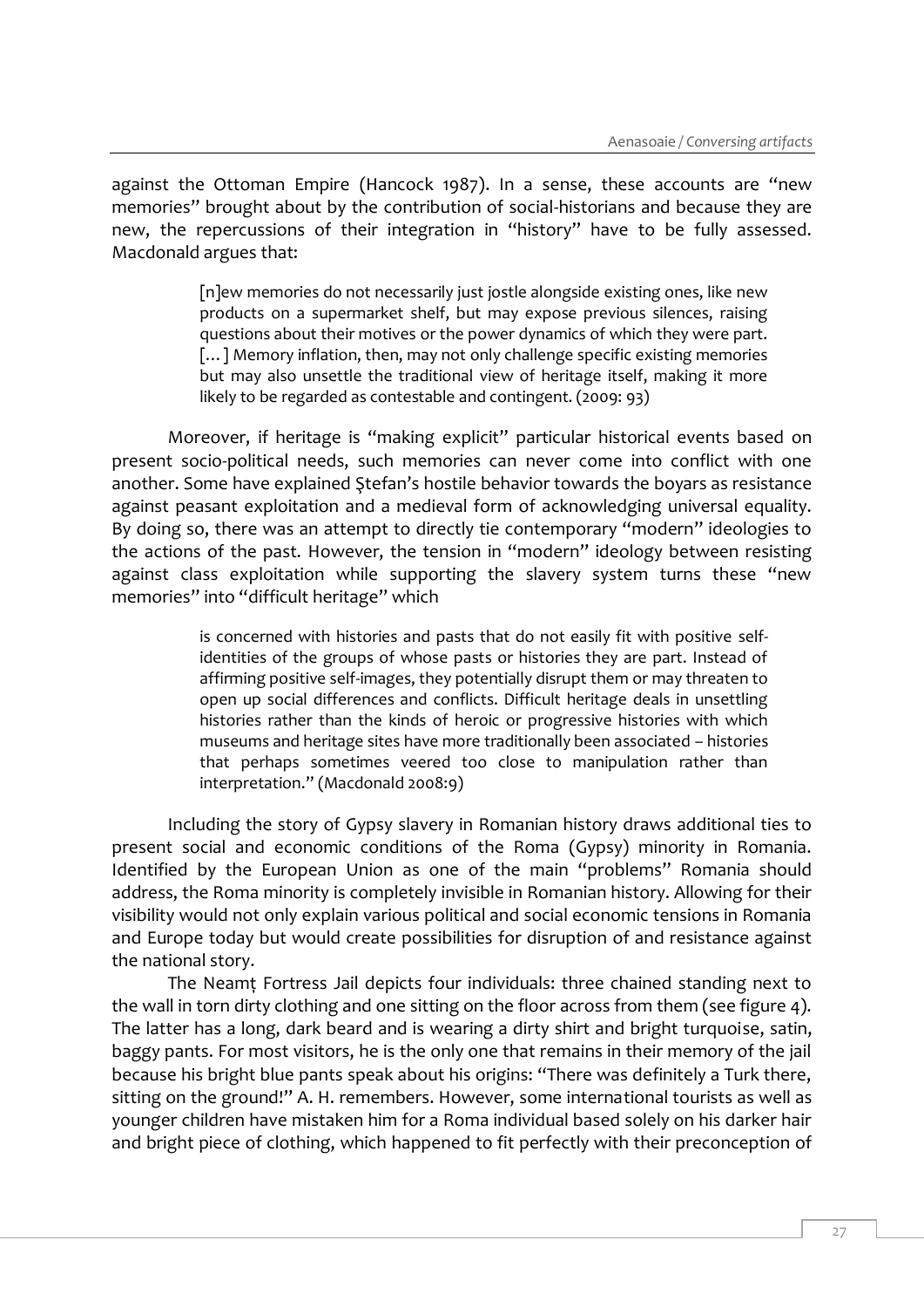against the Ottoman Empire (Hancock 1987). In a sense, these accounts are "new memories" brought about by the contribution of social-historians and because they are new, the repercussions of their integration in "history" have to be fully assessed. Macdonald argues that:

> [n]ew memories do not necessarily just jostle alongside existing ones, like new products on a supermarket shelf, but may expose previous silences, raising questions about their motives or the power dynamics of which they were part. [...] Memory inflation, then, may not only challenge specific existing memories but may also unsettle the traditional view of heritage itself, making it more likely to be regarded as contestable and contingent. (2009: 93)

Moreover, if heritage is "making explicit" particular historical events based on present socio-political needs, such memories can never come into conflict with one another. Some have explained Ştefan's hostile behavior towards the boyars as resistance against peasant exploitation and a medieval form of acknowledging universal equality. By doing so, there was an attempt to directly tie contemporary "modern" ideologies to the actions of the past. However, the tension in "modern" ideology between resisting against class exploitation while supporting the slavery system turns these "new memories" into "difficult heritage" which

> is concerned with histories and pasts that do not easily fit with positive self-identities of the groups of whose pasts or histories they are part. Instead of affirming positive self-images, they potentially disrupt them or may threaten to open up social differences and conflicts. Difficult heritage deals in unsettling histories rather than the kinds of heroic or progressive histories with which museums and heritage sites have more traditionally been associated – histories that perhaps sometimes veered too close to manipulation rather than interpretation." (Macdonald 2008:9)

Including the story of Gypsy slavery in Romanian history draws additional ties to present social and economic conditions of the Roma (Gypsy) minority in Romania. Identified by the European Union as one of the main "problems" Romania should address, the Roma minority is completely invisible in Romanian history. Allowing for their visibility would not only explain various political and social economic tensions in Romania and Europe today but would create possibilities for disruption of and resistance against the national story.

The Neamț Fortress Jail depicts four individuals: three chained standing next to the wall in torn dirty clothing and one sitting on the floor across from them (see figure 4). The latter has a long, dark beard and is wearing a dirty shirt and bright turquoise, satin, baggy pants. For most visitors, he is the only one that remains in their memory of the jail because his bright blue pants speak about his origins: "There was definitely a Turk there, sitting on the ground!" A. H. remembers. However, some international tourists as well as younger children have mistaken him for a Roma individual based solely on his darker hair and bright piece of clothing, which happened to fit perfectly with their preconception of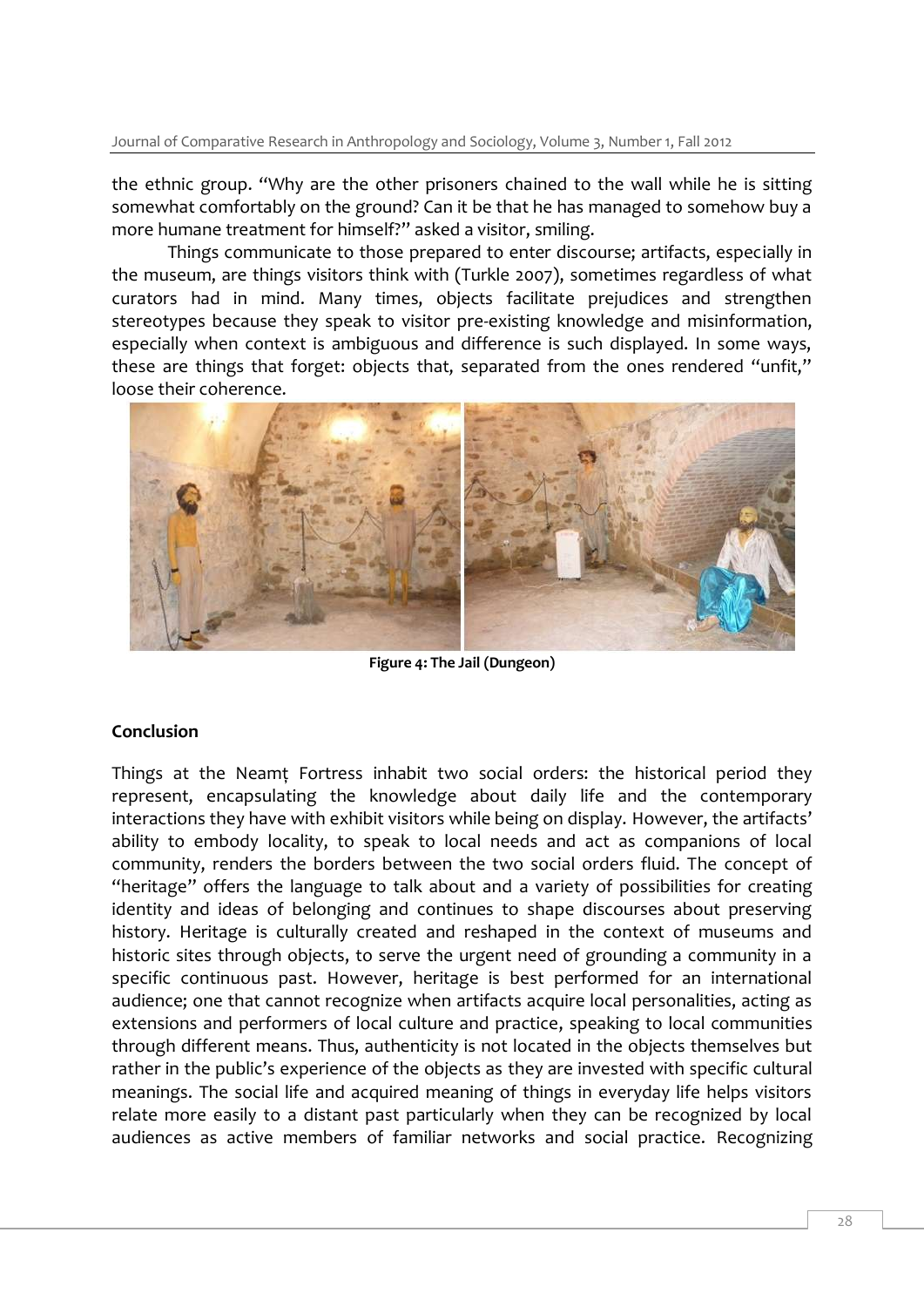the ethnic group. "Why are the other prisoners chained to the wall while he is sitting somewhat comfortably on the ground? Can it be that he has managed to somehow buy a more humane treatment for himself?" asked a visitor, smiling.

Things communicate to those prepared to enter discourse; artifacts, especially in the museum, are things visitors think with (Turkle 2007), sometimes regardless of what curators had in mind. Many times, objects facilitate prejudices and strengthen stereotypes because they speak to visitor pre-existing knowledge and misinformation, especially when context is ambiguous and difference is such displayed. In some ways, these are things that forget: objects that, separated from the ones rendered "unfit," loose their coherence.

**Figure 4: The Jail (Dungeon)**

## Conclusion

Things at the Neamț Fortress inhabit two social orders: the historical period they represent, encapsulating the knowledge about daily life and the contemporary interactions they have with exhibit visitors while being on display. However, the artifacts' ability to embody locality, to speak to local needs and act as companions of local community, renders the borders between the two social orders fluid. The concept of "heritage" offers the language to talk about and a variety of possibilities for creating identity and ideas of belonging and continues to shape discourses about preserving history. Heritage is culturally created and reshaped in the context of museums and historic sites through objects, to serve the urgent need of grounding a community in a specific continuous past. However, heritage is best performed for an international audience; one that cannot recognize when artifacts acquire local personalities, acting as extensions and performers of local culture and practice, speaking to local communities through different means. Thus, authenticity is not located in the objects themselves but rather in the public's experience of the objects as they are invested with specific cultural meanings. The social life and acquired meaning of things in everyday life helps visitors relate more easily to a distant past particularly when they can be recognized by local audiences as active members of familiar networks and social practice. Recognizing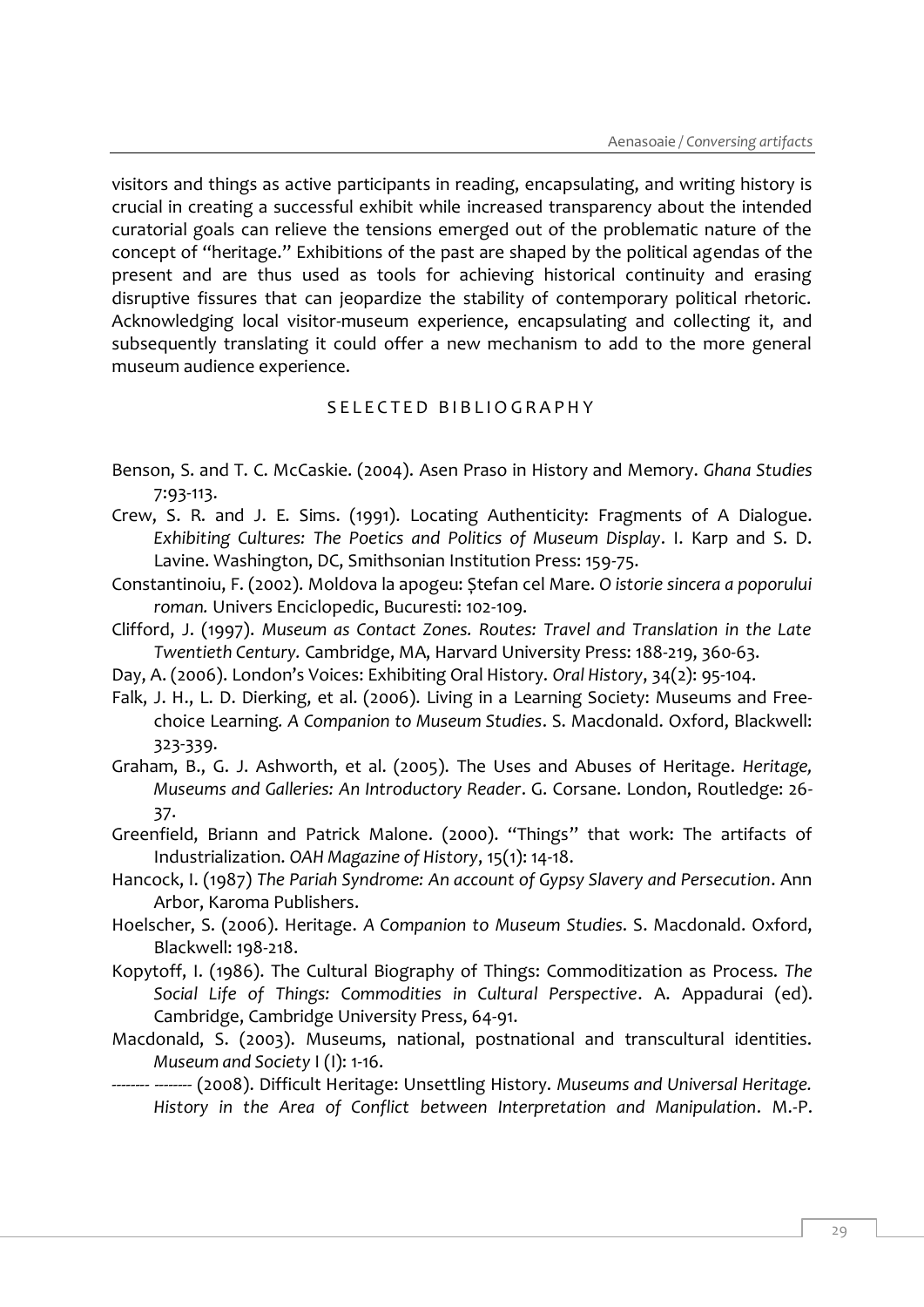visitors and things as active participants in reading, encapsulating, and writing history is crucial in creating a successful exhibit while increased transparency about the intended curatorial goals can relieve the tensions emerged out of the problematic nature of the concept of "heritage." Exhibitions of the past are shaped by the political agendas of the present and are thus used as tools for achieving historical continuity and erasing disruptive fissures that can jeopardize the stability of contemporary political rhetoric. Acknowledging local visitor-museum experience, encapsulating and collecting it, and subsequently translating it could offer a new mechanism to add to the more general museum audience experience.

## SELECTED BIBLIOGRAPHY

Benson, S. and T. C. McCaskie. (2004). Asen Praso in History and Memory. *Ghana Studies* 7:93-113.

Crew, S. R. and J. E. Sims. (1991). Locating Authenticity: Fragments of A Dialogue. *Exhibiting Cultures: The Poetics and Politics of Museum Display*. I. Karp and S. D. Lavine. Washington, DC, Smithsonian Institution Press: 159-75.

Constantinoiu, F. (2002). Moldova la apogeu: Ștefan cel Mare. *O istorie sincera a poporului roman.* Univers Enciclopedic, Bucuresti: 102-109.

Clifford, J. (1997). *Museum as Contact Zones. Routes: Travel and Translation in the Late Twentieth Century.* Cambridge, MA, Harvard University Press: 188-219, 360-63.

Day, A. (2006). London's Voices: Exhibiting Oral History. *Oral History*, 34(2): 95-104.

Falk, J. H., L. D. Dierking, et al. (2006). Living in a Learning Society: Museums and Free-choice Learning. *A Companion to Museum Studies*. S. Macdonald. Oxford, Blackwell: 323-339.

Graham, B., G. J. Ashworth, et al. (2005). The Uses and Abuses of Heritage. *Heritage, Museums and Galleries: An Introductory Reader*. G. Corsane. London, Routledge: 26-37.

Greenfield, Briann and Patrick Malone. (2000). "Things" that work: The artifacts of Industrialization. *OAH Magazine of History*, 15(1): 14-18.

Hancock, I. (1987) *The Pariah Syndrome: An account of Gypsy Slavery and Persecution*. Ann Arbor, Karoma Publishers.

Hoelscher, S. (2006). Heritage. *A Companion to Museum Studies*. S. Macdonald. Oxford, Blackwell: 198-218.

Kopytoff, I. (1986). The Cultural Biography of Things: Commoditization as Process. *The Social Life of Things: Commodities in Cultural Perspective*. A. Appadurai (ed). Cambridge, Cambridge University Press, 64-91.

Macdonald, S. (2003). Museums, national, postnational and transcultural identities. *Museum and Society* I (I): 1-16.

-------- -------- (2008). Difficult Heritage: Unsettling History. *Museums and Universal Heritage. History in the Area of Conflict between Interpretation and Manipulation*. M.-P.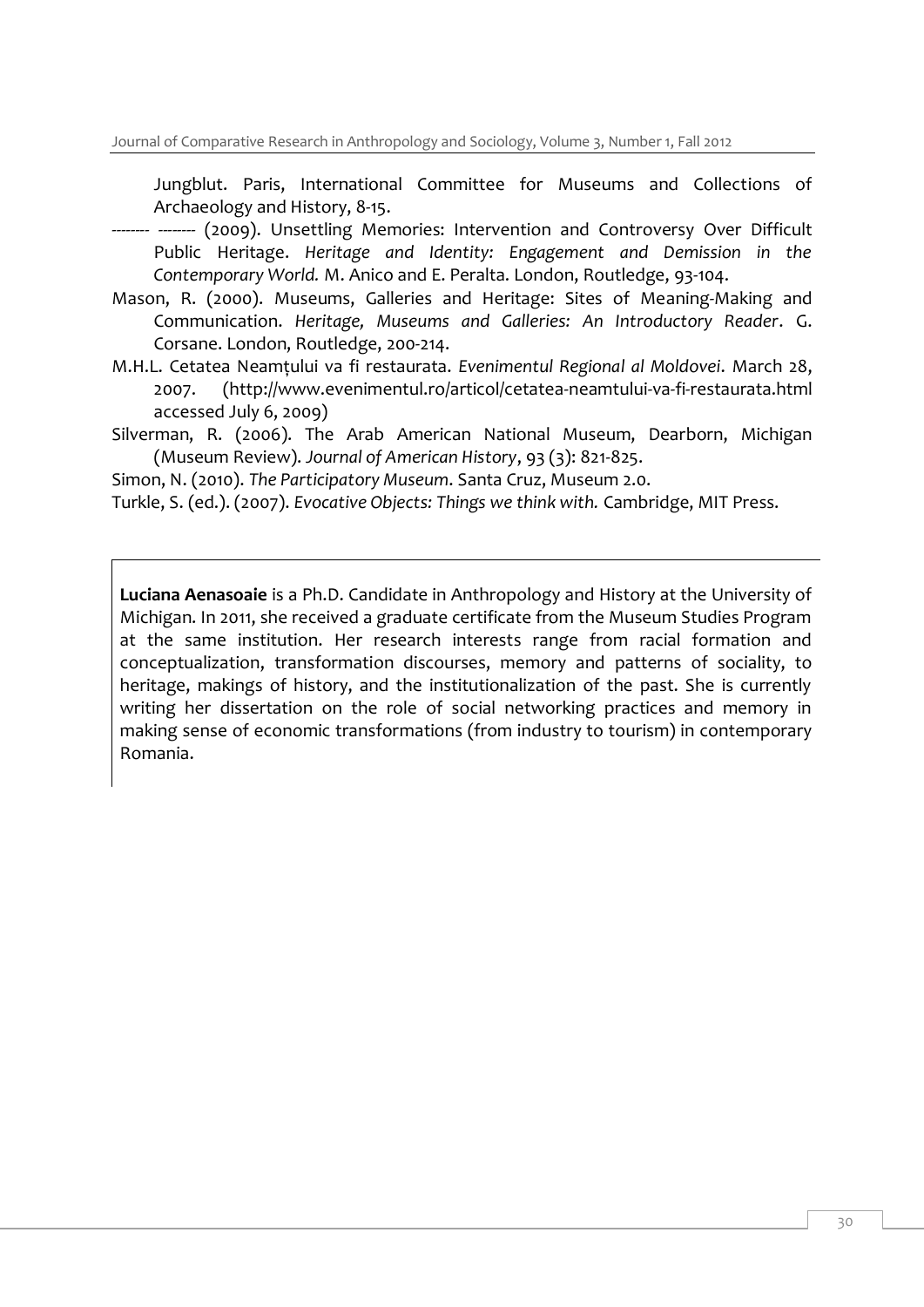Jungblut. Paris, International Committee for Museums and Collections of Archaeology and History, 8-15.

-------- -------- (2009). Unsettling Memories: Intervention and Controversy Over Difficult Public Heritage. *Heritage and Identity: Engagement and Demission in the Contemporary World.* M. Anico and E. Peralta. London, Routledge, 93-104.

Mason, R. (2000). Museums, Galleries and Heritage: Sites of Meaning-Making and Communication. *Heritage, Museums and Galleries: An Introductory Reader*. G. Corsane. London, Routledge, 200-214.

M.H.L. Cetatea Neamțului va fi restaurata. *Evenimentul Regional al Moldovei*. March 28, 2007. (http://www.evenimentul.ro/articol/cetatea-neamtului-va-fi-restaurata.html accessed July 6, 2009)

Silverman, R. (2006). The Arab American National Museum, Dearborn, Michigan (Museum Review). *Journal of American History*, 93 (3): 821-825.

Simon, N. (2010). *The Participatory Museum*. Santa Cruz, Museum 2.0.

Turkle, S. (ed.). (2007). *Evocative Objects: Things we think with.* Cambridge, MIT Press.

**Luciana Aenasoaie** is a Ph.D. Candidate in Anthropology and History at the University of Michigan. In 2011, she received a graduate certificate from the Museum Studies Program at the same institution. Her research interests range from racial formation and conceptualization, transformation discourses, memory and patterns of sociality, to heritage, makings of history, and the institutionalization of the past. She is currently writing her dissertation on the role of social networking practices and memory in making sense of economic transformations (from industry to tourism) in contemporary Romania.